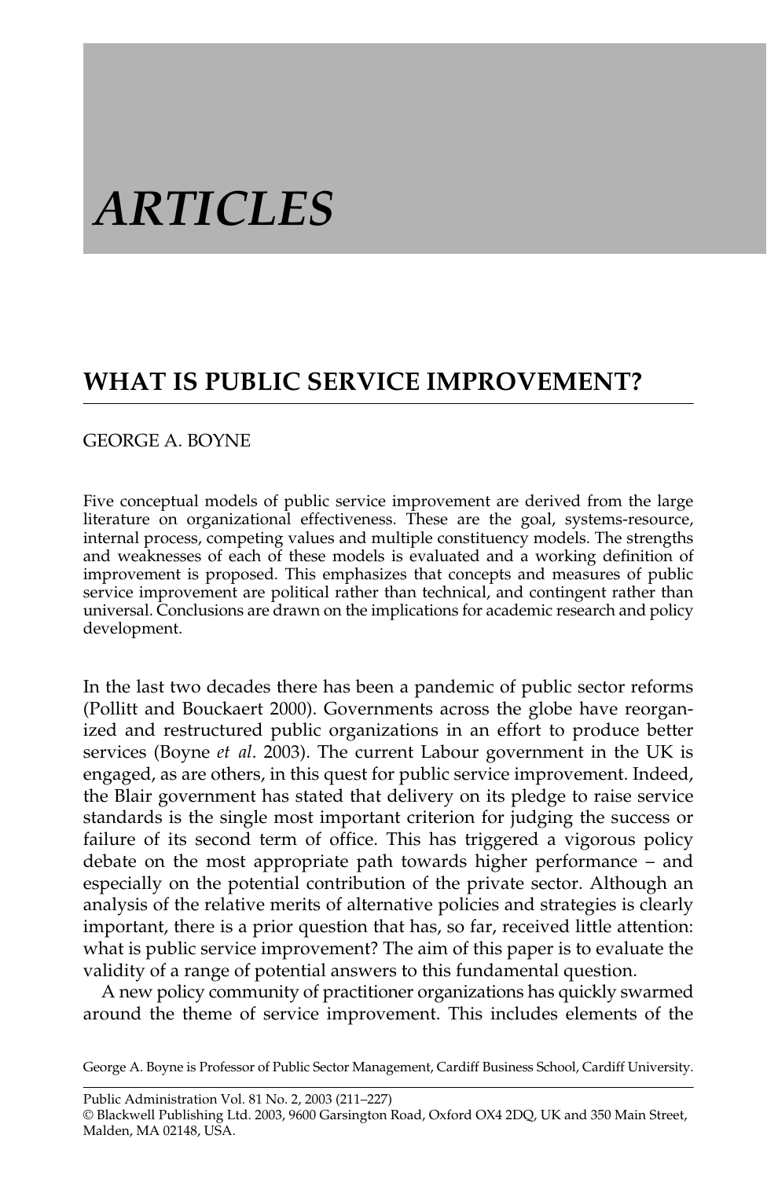# ARTICLES

## WHAT IS PUBLIC SERVICE IMPROVEMENT?

GEORGE A. BOYNE

Five conceptual models of public service improvement are derived from the large literature on organizational effectiveness. These are the goal, systems-resource, internal process, competing values and multiple constituency models. The strengths and weaknesses of each of these models is evaluated and a working definition of improvement is proposed. This emphasizes that concepts and measures of public service improvement are political rather than technical, and contingent rather than universal. Conclusions are drawn on the implications for academic research and policy development.

In the last two decades there has been a pandemic of public sector reforms (Pollitt and Bouckaert 2000). Governments across the globe have reorganized and restructured public organizations in an effort to produce better services (Boyne *et al*. 2003). The current Labour government in the UK is engaged, as are others, in this quest for public service improvement. Indeed, the Blair government has stated that delivery on its pledge to raise service standards is the single most important criterion for judging the success or failure of its second term of office. This has triggered a vigorous policy debate on the most appropriate path towards higher performance – and especially on the potential contribution of the private sector. Although an analysis of the relative merits of alternative policies and strategies is clearly important, there is a prior question that has, so far, received little attention: what is public service improvement? The aim of this paper is to evaluate the validity of a range of potential answers to this fundamental question.

A new policy community of practitioner organizations has quickly swarmed around the theme of service improvement. This includes elements of the

George A. Boyne is Professor of Public Sector Management, Cardiff Business School, Cardiff University.

© Blackwell Publishing Ltd. 2003, 9600 Garsington Road, Oxford OX4 2DQ, UK and 350 Main Street, Malden, MA 02148, USA.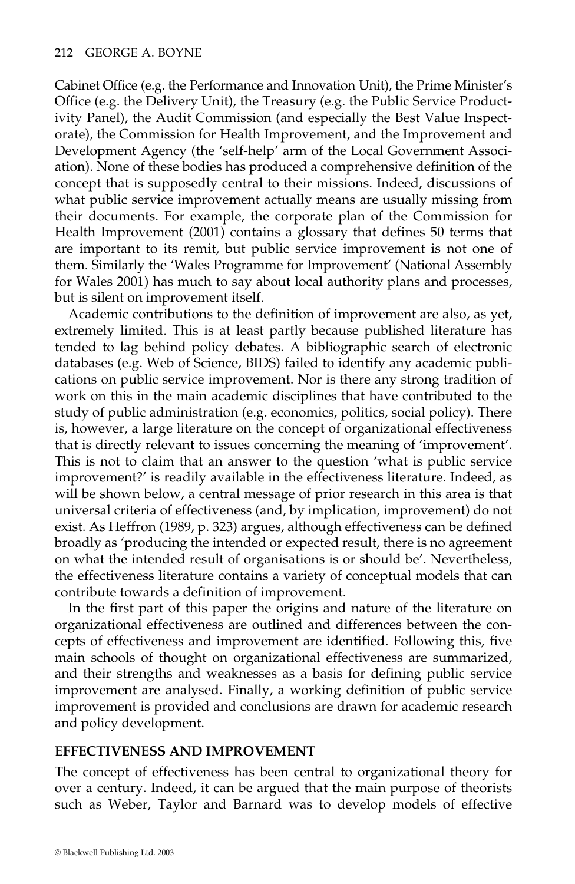Cabinet Office (e.g. the Performance and Innovation Unit), the Prime Minister's Office (e.g. the Delivery Unit), the Treasury (e.g. the Public Service Productivity Panel), the Audit Commission (and especially the Best Value Inspectorate), the Commission for Health Improvement, and the Improvement and Development Agency (the 'self-help' arm of the Local Government Association). None of these bodies has produced a comprehensive definition of the concept that is supposedly central to their missions. Indeed, discussions of what public service improvement actually means are usually missing from their documents. For example, the corporate plan of the Commission for Health Improvement (2001) contains a glossary that defines 50 terms that are important to its remit, but public service improvement is not one of them. Similarly the 'Wales Programme for Improvement' (National Assembly for Wales 2001) has much to say about local authority plans and processes, but is silent on improvement itself.

Academic contributions to the definition of improvement are also, as yet, extremely limited. This is at least partly because published literature has tended to lag behind policy debates. A bibliographic search of electronic databases (e.g. Web of Science, BIDS) failed to identify any academic publications on public service improvement. Nor is there any strong tradition of work on this in the main academic disciplines that have contributed to the study of public administration (e.g. economics, politics, social policy). There is, however, a large literature on the concept of organizational effectiveness that is directly relevant to issues concerning the meaning of 'improvement'. This is not to claim that an answer to the question 'what is public service improvement?' is readily available in the effectiveness literature. Indeed, as will be shown below, a central message of prior research in this area is that universal criteria of effectiveness (and, by implication, improvement) do not exist. As Heffron (1989, p. 323) argues, although effectiveness can be defined broadly as 'producing the intended or expected result, there is no agreement on what the intended result of organisations is or should be'. Nevertheless, the effectiveness literature contains a variety of conceptual models that can contribute towards a definition of improvement.

In the first part of this paper the origins and nature of the literature on organizational effectiveness are outlined and differences between the concepts of effectiveness and improvement are identified. Following this, five main schools of thought on organizational effectiveness are summarized, and their strengths and weaknesses as a basis for defining public service improvement are analysed. Finally, a working definition of public service improvement is provided and conclusions are drawn for academic research and policy development.

## EFFECTIVENESS AND IMPROVEMENT

The concept of effectiveness has been central to organizational theory for over a century. Indeed, it can be argued that the main purpose of theorists such as Weber, Taylor and Barnard was to develop models of effective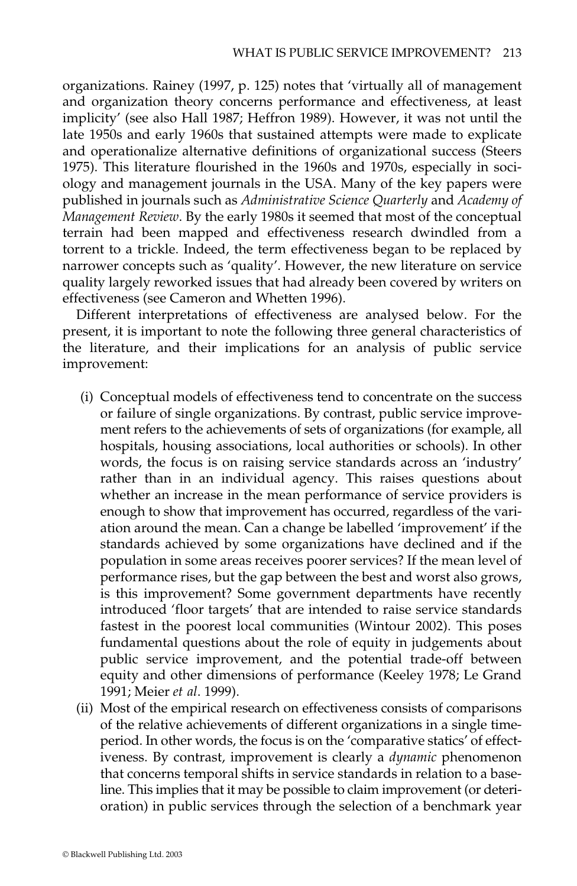organizations. Rainey (1997, p. 125) notes that 'virtually all of management and organization theory concerns performance and effectiveness, at least implicity' (see also Hall 1987; Heffron 1989). However, it was not until the late 1950s and early 1960s that sustained attempts were made to explicate and operationalize alternative definitions of organizational success (Steers 1975). This literature flourished in the 1960s and 1970s, especially in sociology and management journals in the USA. Many of the key papers were published in journals such as *Administrative Science Quarterly* and *Academy of Management Review*. By the early 1980s it seemed that most of the conceptual terrain had been mapped and effectiveness research dwindled from a torrent to a trickle. Indeed, the term effectiveness began to be replaced by narrower concepts such as 'quality'. However, the new literature on service quality largely reworked issues that had already been covered by writers on effectiveness (see Cameron and Whetten 1996).

Different interpretations of effectiveness are analysed below. For the present, it is important to note the following three general characteristics of the literature, and their implications for an analysis of public service improvement:

(i) Conceptual models of effectiveness tend to concentrate on the success or failure of single organizations. By contrast, public service improvement refers to the achievements of sets of organizations (for example, all hospitals, housing associations, local authorities or schools). In other words, the focus is on raising service standards across an 'industry' rather than in an individual agency. This raises questions about whether an increase in the mean performance of service providers is enough to show that improvement has occurred, regardless of the variation around the mean. Can a change be labelled 'improvement' if the standards achieved by some organizations have declined and if the population in some areas receives poorer services? If the mean level of performance rises, but the gap between the best and worst also grows, is this improvement? Some government departments have recently introduced 'floor targets' that are intended to raise service standards fastest in the poorest local communities (Wintour 2002). This poses fundamental questions about the role of equity in judgements about public service improvement, and the potential trade-off between equity and other dimensions of performance (Keeley 1978; Le Grand 1991; Meier *et al*. 1999).

(ii) Most of the empirical research on effectiveness consists of comparisons of the relative achievements of different organizations in a single time-period. In other words, the focus is on the 'comparative statics' of effectiveness. By contrast, improvement is clearly a *dynamic* phenomenon that concerns temporal shifts in service standards in relation to a baseline. This implies that it may be possible to claim improvement (or deterioration) in public services through the selection of a benchmark year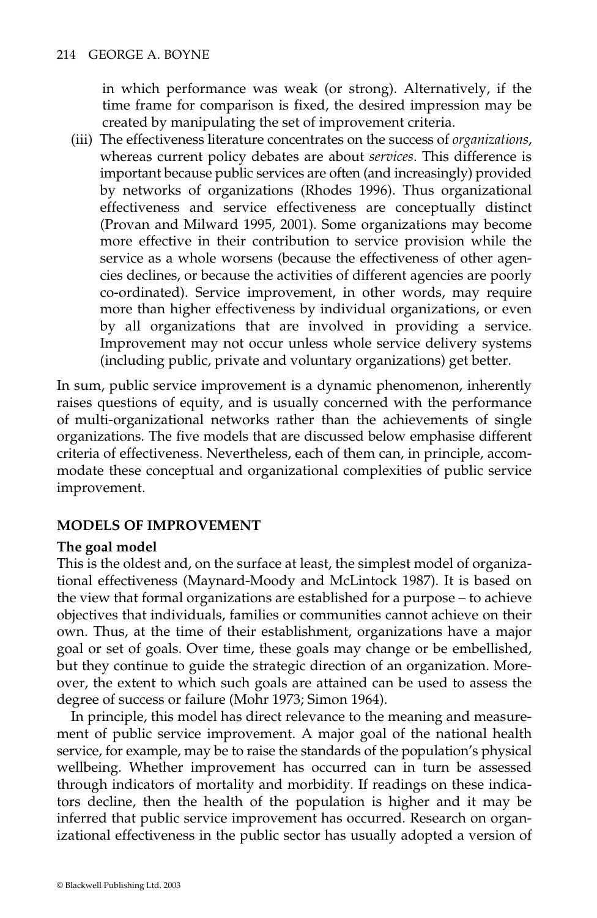in which performance was weak (or strong). Alternatively, if the time frame for comparison is fixed, the desired impression may be created by manipulating the set of improvement criteria.

(iii) The effectiveness literature concentrates on the success of *organizations*, whereas current policy debates are about *services*. This difference is important because public services are often (and increasingly) provided by networks of organizations (Rhodes 1996). Thus organizational effectiveness and service effectiveness are conceptually distinct (Provan and Milward 1995, 2001). Some organizations may become more effective in their contribution to service provision while the service as a whole worsens (because the effectiveness of other agencies declines, or because the activities of different agencies are poorly co-ordinated). Service improvement, in other words, may require more than higher effectiveness by individual organizations, or even by all organizations that are involved in providing a service. Improvement may not occur unless whole service delivery systems (including public, private and voluntary organizations) get better.

In sum, public service improvement is a dynamic phenomenon, inherently raises questions of equity, and is usually concerned with the performance of multi-organizational networks rather than the achievements of single organizations. The five models that are discussed below emphasise different criteria of effectiveness. Nevertheless, each of them can, in principle, accommodate these conceptual and organizational complexities of public service improvement.

## MODELS OF IMPROVEMENT

### The goal model

This is the oldest and, on the surface at least, the simplest model of organizational effectiveness (Maynard-Moody and McLintock 1987). It is based on the view that formal organizations are established for a purpose – to achieve objectives that individuals, families or communities cannot achieve on their own. Thus, at the time of their establishment, organizations have a major goal or set of goals. Over time, these goals may change or be embellished, but they continue to guide the strategic direction of an organization. Moreover, the extent to which such goals are attained can be used to assess the degree of success or failure (Mohr 1973; Simon 1964).

In principle, this model has direct relevance to the meaning and measurement of public service improvement. A major goal of the national health service, for example, may be to raise the standards of the population's physical wellbeing. Whether improvement has occurred can in turn be assessed through indicators of mortality and morbidity. If readings on these indicators decline, then the health of the population is higher and it may be inferred that public service improvement has occurred. Research on organizational effectiveness in the public sector has usually adopted a version of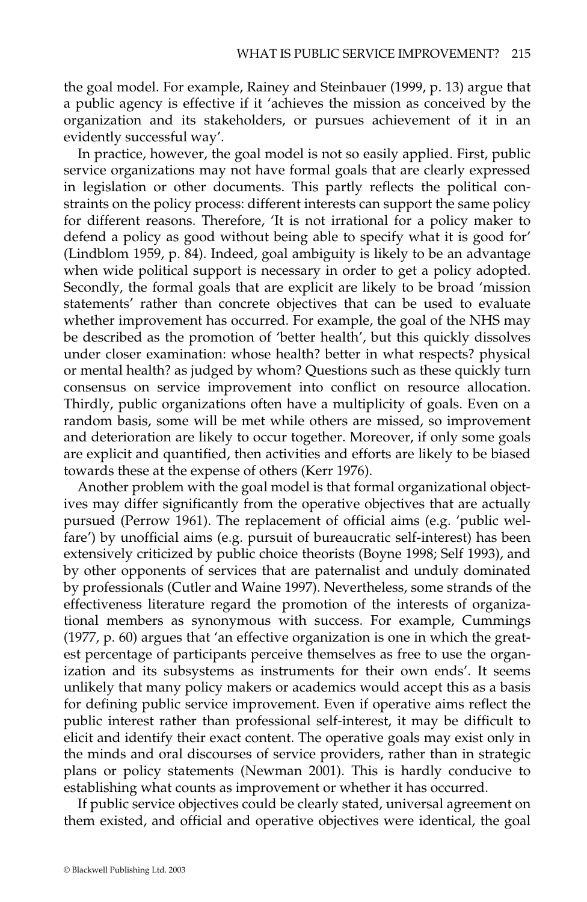the goal model. For example, Rainey and Steinbauer (1999, p. 13) argue that a public agency is effective if it 'achieves the mission as conceived by the organization and its stakeholders, or pursues achievement of it in an evidently successful way'.

In practice, however, the goal model is not so easily applied. First, public service organizations may not have formal goals that are clearly expressed in legislation or other documents. This partly reflects the political constraints on the policy process: different interests can support the same policy for different reasons. Therefore, 'It is not irrational for a policy maker to defend a policy as good without being able to specify what it is good for' (Lindblom 1959, p. 84). Indeed, goal ambiguity is likely to be an advantage when wide political support is necessary in order to get a policy adopted. Secondly, the formal goals that are explicit are likely to be broad 'mission statements' rather than concrete objectives that can be used to evaluate whether improvement has occurred. For example, the goal of the NHS may be described as the promotion of 'better health', but this quickly dissolves under closer examination: whose health? better in what respects? physical or mental health? as judged by whom? Questions such as these quickly turn consensus on service improvement into conflict on resource allocation. Thirdly, public organizations often have a multiplicity of goals. Even on a random basis, some will be met while others are missed, so improvement and deterioration are likely to occur together. Moreover, if only some goals are explicit and quantified, then activities and efforts are likely to be biased towards these at the expense of others (Kerr 1976).

Another problem with the goal model is that formal organizational objectives may differ significantly from the operative objectives that are actually pursued (Perrow 1961). The replacement of official aims (e.g. 'public welfare') by unofficial aims (e.g. pursuit of bureaucratic self-interest) has been extensively criticized by public choice theorists (Boyne 1998; Self 1993), and by other opponents of services that are paternalist and unduly dominated by professionals (Cutler and Waine 1997). Nevertheless, some strands of the effectiveness literature regard the promotion of the interests of organizational members as synonymous with success. For example, Cummings (1977, p. 60) argues that 'an effective organization is one in which the greatest percentage of participants perceive themselves as free to use the organization and its subsystems as instruments for their own ends'. It seems unlikely that many policy makers or academics would accept this as a basis for defining public service improvement. Even if operative aims reflect the public interest rather than professional self-interest, it may be difficult to elicit and identify their exact content. The operative goals may exist only in the minds and oral discourses of service providers, rather than in strategic plans or policy statements (Newman 2001). This is hardly conducive to establishing what counts as improvement or whether it has occurred.

If public service objectives could be clearly stated, universal agreement on them existed, and official and operative objectives were identical, the goal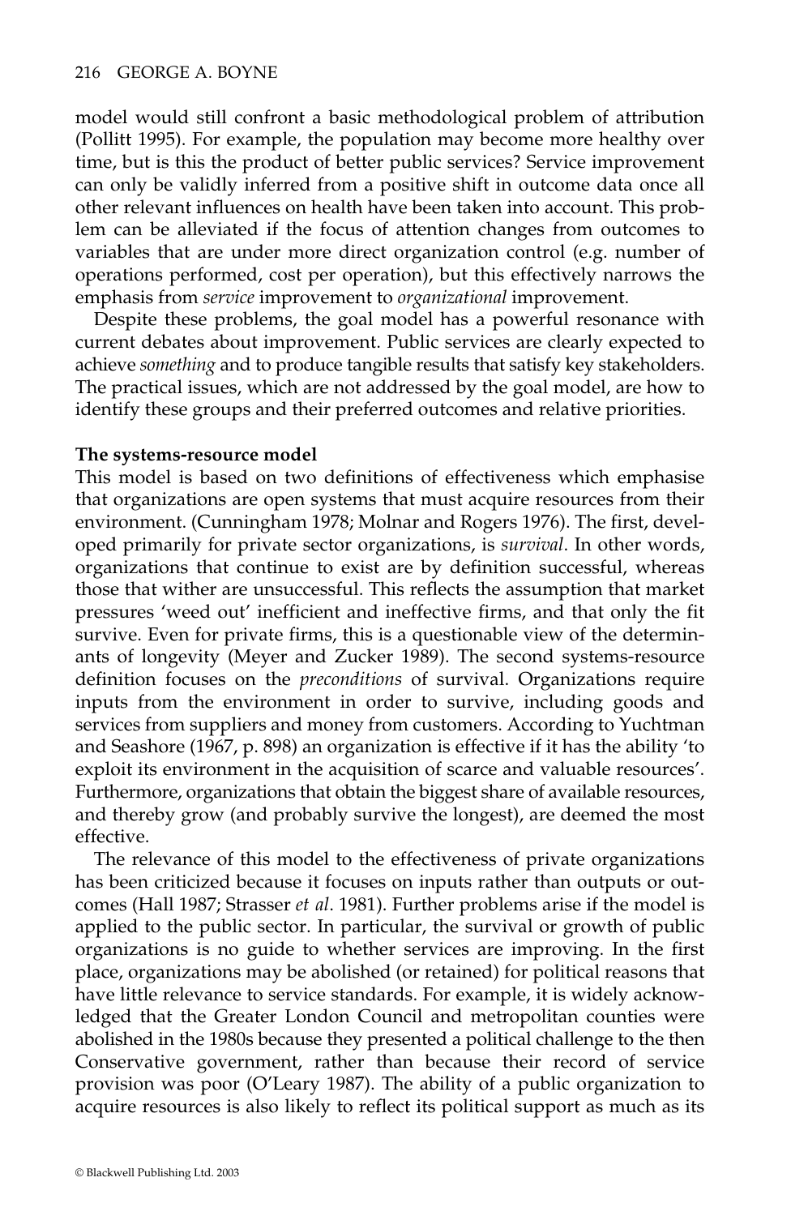model would still confront a basic methodological problem of attribution (Pollitt 1995). For example, the population may become more healthy over time, but is this the product of better public services? Service improvement can only be validly inferred from a positive shift in outcome data once all other relevant influences on health have been taken into account. This problem can be alleviated if the focus of attention changes from outcomes to variables that are under more direct organization control (e.g. number of operations performed, cost per operation), but this effectively narrows the emphasis from *service* improvement to *organizational* improvement.

Despite these problems, the goal model has a powerful resonance with current debates about improvement. Public services are clearly expected to achieve *something* and to produce tangible results that satisfy key stakeholders. The practical issues, which are not addressed by the goal model, are how to identify these groups and their preferred outcomes and relative priorities.

**The systems-resource model**

This model is based on two definitions of effectiveness which emphasise that organizations are open systems that must acquire resources from their environment. (Cunningham 1978; Molnar and Rogers 1976). The first, developed primarily for private sector organizations, is *survival*. In other words, organizations that continue to exist are by definition successful, whereas those that wither are unsuccessful. This reflects the assumption that market pressures 'weed out' inefficient and ineffective firms, and that only the fit survive. Even for private firms, this is a questionable view of the determinants of longevity (Meyer and Zucker 1989). The second systems-resource definition focuses on the *preconditions* of survival. Organizations require inputs from the environment in order to survive, including goods and services from suppliers and money from customers. According to Yuchtman and Seashore (1967, p. 898) an organization is effective if it has the ability 'to exploit its environment in the acquisition of scarce and valuable resources'. Furthermore, organizations that obtain the biggest share of available resources, and thereby grow (and probably survive the longest), are deemed the most effective.

The relevance of this model to the effectiveness of private organizations has been criticized because it focuses on inputs rather than outputs or outcomes (Hall 1987; Strasser *et al*. 1981). Further problems arise if the model is applied to the public sector. In particular, the survival or growth of public organizations is no guide to whether services are improving. In the first place, organizations may be abolished (or retained) for political reasons that have little relevance to service standards. For example, it is widely acknowledged that the Greater London Council and metropolitan counties were abolished in the 1980s because they presented a political challenge to the then Conservative government, rather than because their record of service provision was poor (O'Leary 1987). The ability of a public organization to acquire resources is also likely to reflect its political support as much as its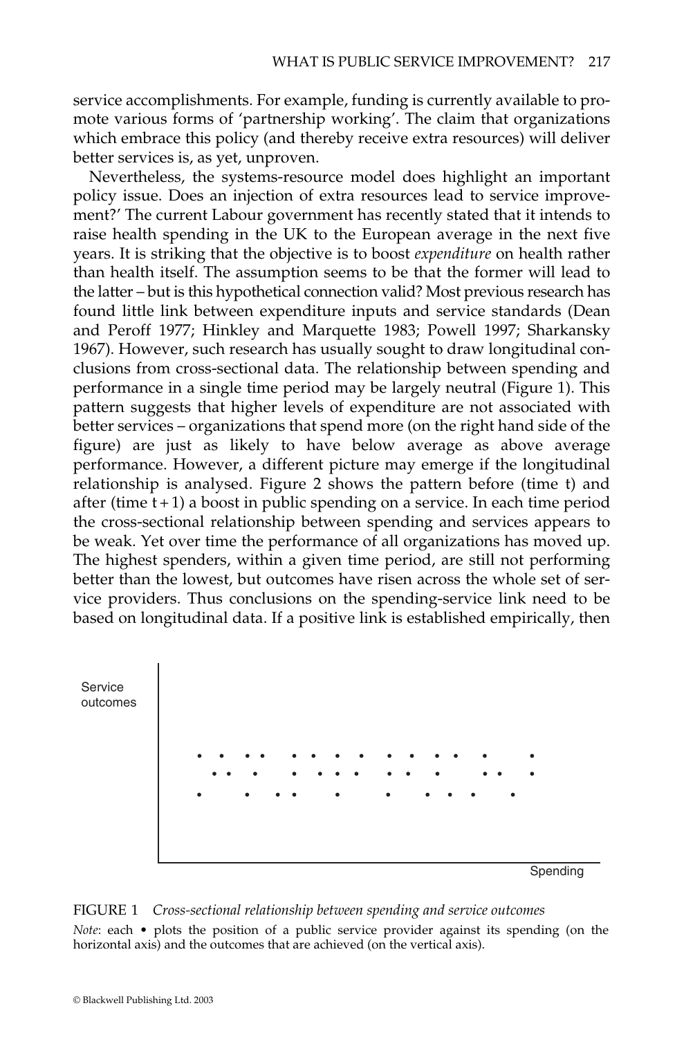service accomplishments. For example, funding is currently available to promote various forms of 'partnership working'. The claim that organizations which embrace this policy (and thereby receive extra resources) will deliver better services is, as yet, unproven.

Nevertheless, the systems-resource model does highlight an important policy issue. Does an injection of extra resources lead to service improvement?' The current Labour government has recently stated that it intends to raise health spending in the UK to the European average in the next five years. It is striking that the objective is to boost *expenditure* on health rather than health itself. The assumption seems to be that the former will lead to the latter – but is this hypothetical connection valid? Most previous research has found little link between expenditure inputs and service standards (Dean and Peroff 1977; Hinkley and Marquette 1983; Powell 1997; Sharkansky 1967). However, such research has usually sought to draw longitudinal conclusions from cross-sectional data. The relationship between spending and performance in a single time period may be largely neutral (Figure 1). This pattern suggests that higher levels of expenditure are not associated with better services – organizations that spend more (on the right hand side of the figure) are just as likely to have below average as above average performance. However, a different picture may emerge if the longitudinal relationship is analysed. Figure 2 shows the pattern before (time t) and after (time t + 1) a boost in public spending on a service. In each time period the cross-sectional relationship between spending and services appears to be weak. Yet over time the performance of all organizations has moved up. The highest spenders, within a given time period, are still not performing better than the lowest, but outcomes have risen across the whole set of service providers. Thus conclusions on the spending-service link need to be based on longitudinal data. If a positive link is established empirically, then

Service outcomes

Spending

FIGURE 1 *Cross-sectional relationship between spending and service outcomes*

*Note*: each • plots the position of a public service provider against its spending (on the horizontal axis) and the outcomes that are achieved (on the vertical axis).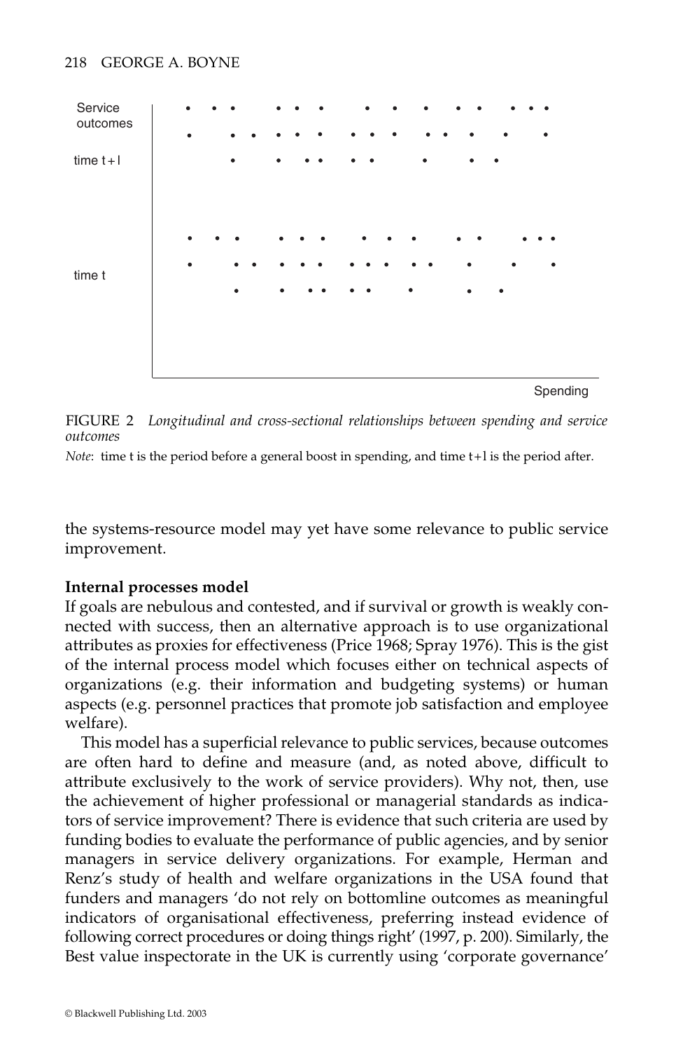FIGURE 2 *Longitudinal and cross-sectional relationships between spending and service outcomes*

*Note*: time t is the period before a general boost in spending, and time t+l is the period after.

the systems-resource model may yet have some relevance to public service improvement.

**Internal processes model**

If goals are nebulous and contested, and if survival or growth is weakly connected with success, then an alternative approach is to use organizational attributes as proxies for effectiveness (Price 1968; Spray 1976). This is the gist of the internal process model which focuses either on technical aspects of organizations (e.g. their information and budgeting systems) or human aspects (e.g. personnel practices that promote job satisfaction and employee welfare).

This model has a superficial relevance to public services, because outcomes are often hard to define and measure (and, as noted above, difficult to attribute exclusively to the work of service providers). Why not, then, use the achievement of higher professional or managerial standards as indicators of service improvement? There is evidence that such criteria are used by funding bodies to evaluate the performance of public agencies, and by senior managers in service delivery organizations. For example, Herman and Renz's study of health and welfare organizations in the USA found that funders and managers 'do not rely on bottomline outcomes as meaningful indicators of organisational effectiveness, preferring instead evidence of following correct procedures or doing things right' (1997, p. 200). Similarly, the Best value inspectorate in the UK is currently using 'corporate governance'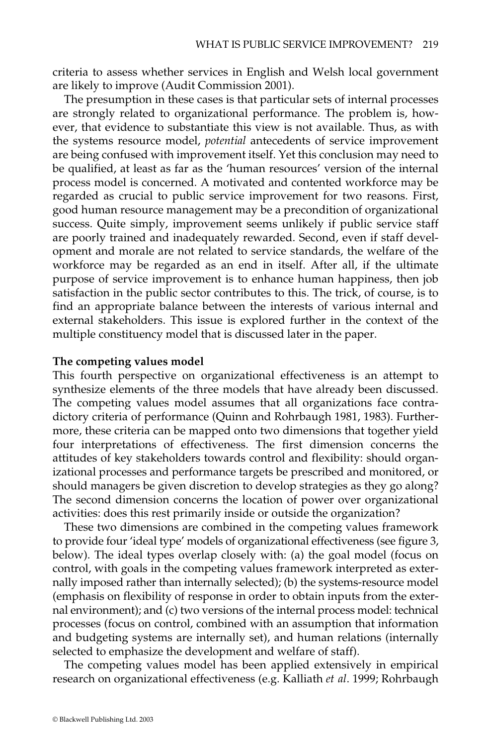criteria to assess whether services in English and Welsh local government are likely to improve (Audit Commission 2001).

The presumption in these cases is that particular sets of internal processes are strongly related to organizational performance. The problem is, however, that evidence to substantiate this view is not available. Thus, as with the systems resource model, *potential* antecedents of service improvement are being confused with improvement itself. Yet this conclusion may need to be qualified, at least as far as the 'human resources' version of the internal process model is concerned. A motivated and contented workforce may be regarded as crucial to public service improvement for two reasons. First, good human resource management may be a precondition of organizational success. Quite simply, improvement seems unlikely if public service staff are poorly trained and inadequately rewarded. Second, even if staff development and morale are not related to service standards, the welfare of the workforce may be regarded as an end in itself. After all, if the ultimate purpose of service improvement is to enhance human happiness, then job satisfaction in the public sector contributes to this. The trick, of course, is to find an appropriate balance between the interests of various internal and external stakeholders. This issue is explored further in the context of the multiple constituency model that is discussed later in the paper.

**The competing values model**

This fourth perspective on organizational effectiveness is an attempt to synthesize elements of the three models that have already been discussed. The competing values model assumes that all organizations face contradictory criteria of performance (Quinn and Rohrbaugh 1981, 1983). Furthermore, these criteria can be mapped onto two dimensions that together yield four interpretations of effectiveness. The first dimension concerns the attitudes of key stakeholders towards control and flexibility: should organizational processes and performance targets be prescribed and monitored, or should managers be given discretion to develop strategies as they go along? The second dimension concerns the location of power over organizational activities: does this rest primarily inside or outside the organization?

These two dimensions are combined in the competing values framework to provide four 'ideal type' models of organizational effectiveness (see figure 3, below). The ideal types overlap closely with: (a) the goal model (focus on control, with goals in the competing values framework interpreted as externally imposed rather than internally selected); (b) the systems-resource model (emphasis on flexibility of response in order to obtain inputs from the external environment); and (c) two versions of the internal process model: technical processes (focus on control, combined with an assumption that information and budgeting systems are internally set), and human relations (internally selected to emphasize the development and welfare of staff).

The competing values model has been applied extensively in empirical research on organizational effectiveness (e.g. Kalliath *et al*. 1999; Rohrbaugh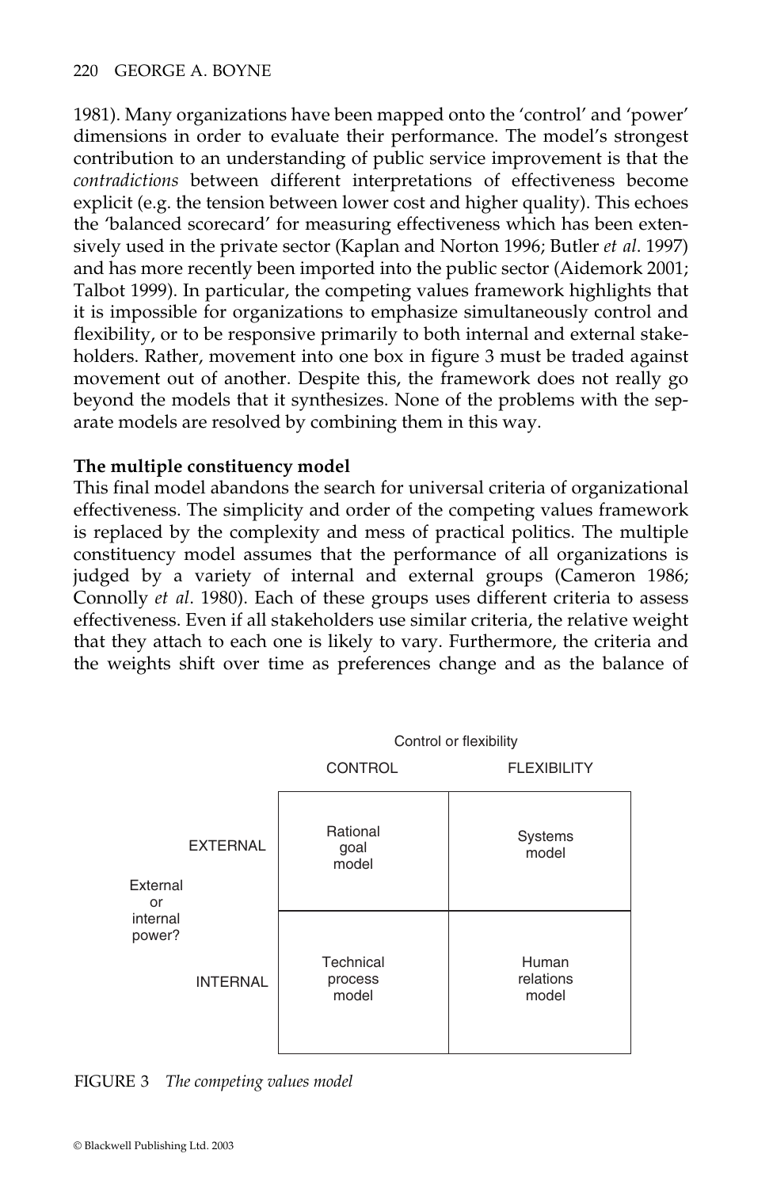1981). Many organizations have been mapped onto the 'control' and 'power' dimensions in order to evaluate their performance. The model's strongest contribution to an understanding of public service improvement is that the *contradictions* between different interpretations of effectiveness become explicit (e.g. the tension between lower cost and higher quality). This echoes the 'balanced scorecard' for measuring effectiveness which has been extensively used in the private sector (Kaplan and Norton 1996; Butler *et al*. 1997) and has more recently been imported into the public sector (Aidemork 2001; Talbot 1999). In particular, the competing values framework highlights that it is impossible for organizations to emphasize simultaneously control and flexibility, or to be responsive primarily to both internal and external stakeholders. Rather, movement into one box in figure 3 must be traded against movement out of another. Despite this, the framework does not really go beyond the models that it synthesizes. None of the problems with the separate models are resolved by combining them in this way.

**The multiple constituency model**

This final model abandons the search for universal criteria of organizational effectiveness. The simplicity and order of the competing values framework is replaced by the complexity and mess of practical politics. The multiple constituency model assumes that the performance of all organizations is judged by a variety of internal and external groups (Cameron 1986; Connolly *et al*. 1980). Each of these groups uses different criteria to assess effectiveness. Even if all stakeholders use similar criteria, the relative weight that they attach to each one is likely to vary. Furthermore, the criteria and the weights shift over time as preferences change and as the balance of

| External or internal power? | Control or flexibility: CONTROL | Control or flexibility: FLEXIBILITY |
|---|---|---|
| EXTERNAL | Rational goal model | Systems model |
| INTERNAL | Technical process model | Human relations model |

FIGURE 3 *The competing values model*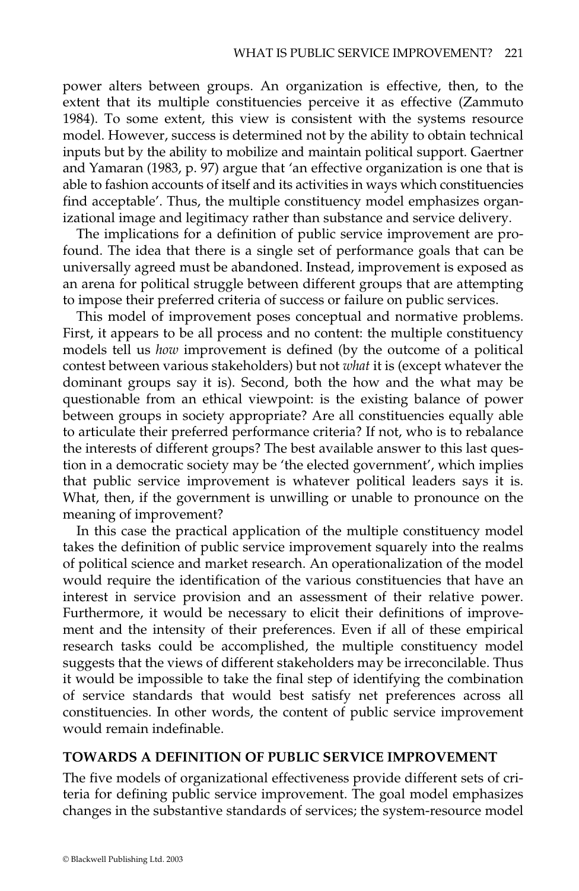power alters between groups. An organization is effective, then, to the extent that its multiple constituencies perceive it as effective (Zammuto 1984). To some extent, this view is consistent with the systems resource model. However, success is determined not by the ability to obtain technical inputs but by the ability to mobilize and maintain political support. Gaertner and Yamaran (1983, p. 97) argue that 'an effective organization is one that is able to fashion accounts of itself and its activities in ways which constituencies find acceptable'. Thus, the multiple constituency model emphasizes organizational image and legitimacy rather than substance and service delivery.

The implications for a definition of public service improvement are profound. The idea that there is a single set of performance goals that can be universally agreed must be abandoned. Instead, improvement is exposed as an arena for political struggle between different groups that are attempting to impose their preferred criteria of success or failure on public services.

This model of improvement poses conceptual and normative problems. First, it appears to be all process and no content: the multiple constituency models tell us *how* improvement is defined (by the outcome of a political contest between various stakeholders) but not *what* it is (except whatever the dominant groups say it is). Second, both the how and the what may be questionable from an ethical viewpoint: is the existing balance of power between groups in society appropriate? Are all constituencies equally able to articulate their preferred performance criteria? If not, who is to rebalance the interests of different groups? The best available answer to this last question in a democratic society may be 'the elected government', which implies that public service improvement is whatever political leaders says it is. What, then, if the government is unwilling or unable to pronounce on the meaning of improvement?

In this case the practical application of the multiple constituency model takes the definition of public service improvement squarely into the realms of political science and market research. An operationalization of the model would require the identification of the various constituencies that have an interest in service provision and an assessment of their relative power. Furthermore, it would be necessary to elicit their definitions of improvement and the intensity of their preferences. Even if all of these empirical research tasks could be accomplished, the multiple constituency model suggests that the views of different stakeholders may be irreconcilable. Thus it would be impossible to take the final step of identifying the combination of service standards that would best satisfy net preferences across all constituencies. In other words, the content of public service improvement would remain indefinable.

## TOWARDS A DEFINITION OF PUBLIC SERVICE IMPROVEMENT

The five models of organizational effectiveness provide different sets of criteria for defining public service improvement. The goal model emphasizes changes in the substantive standards of services; the system-resource model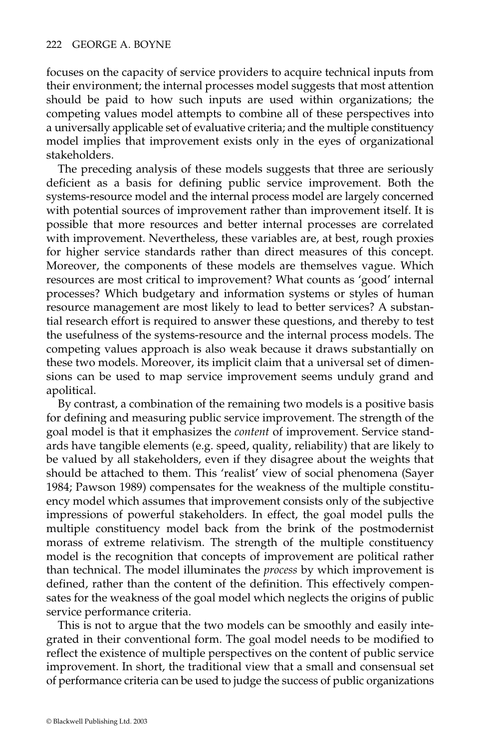focuses on the capacity of service providers to acquire technical inputs from their environment; the internal processes model suggests that most attention should be paid to how such inputs are used within organizations; the competing values model attempts to combine all of these perspectives into a universally applicable set of evaluative criteria; and the multiple constituency model implies that improvement exists only in the eyes of organizational stakeholders.

The preceding analysis of these models suggests that three are seriously deficient as a basis for defining public service improvement. Both the systems-resource model and the internal process model are largely concerned with potential sources of improvement rather than improvement itself. It is possible that more resources and better internal processes are correlated with improvement. Nevertheless, these variables are, at best, rough proxies for higher service standards rather than direct measures of this concept. Moreover, the components of these models are themselves vague. Which resources are most critical to improvement? What counts as 'good' internal processes? Which budgetary and information systems or styles of human resource management are most likely to lead to better services? A substantial research effort is required to answer these questions, and thereby to test the usefulness of the systems-resource and the internal process models. The competing values approach is also weak because it draws substantially on these two models. Moreover, its implicit claim that a universal set of dimensions can be used to map service improvement seems unduly grand and apolitical.

By contrast, a combination of the remaining two models is a positive basis for defining and measuring public service improvement. The strength of the goal model is that it emphasizes the *content* of improvement. Service standards have tangible elements (e.g. speed, quality, reliability) that are likely to be valued by all stakeholders, even if they disagree about the weights that should be attached to them. This 'realist' view of social phenomena (Sayer 1984; Pawson 1989) compensates for the weakness of the multiple constituency model which assumes that improvement consists only of the subjective impressions of powerful stakeholders. In effect, the goal model pulls the multiple constituency model back from the brink of the postmodernist morass of extreme relativism. The strength of the multiple constituency model is the recognition that concepts of improvement are political rather than technical. The model illuminates the *process* by which improvement is defined, rather than the content of the definition. This effectively compensates for the weakness of the goal model which neglects the origins of public service performance criteria.

This is not to argue that the two models can be smoothly and easily integrated in their conventional form. The goal model needs to be modified to reflect the existence of multiple perspectives on the content of public service improvement. In short, the traditional view that a small and consensual set of performance criteria can be used to judge the success of public organizations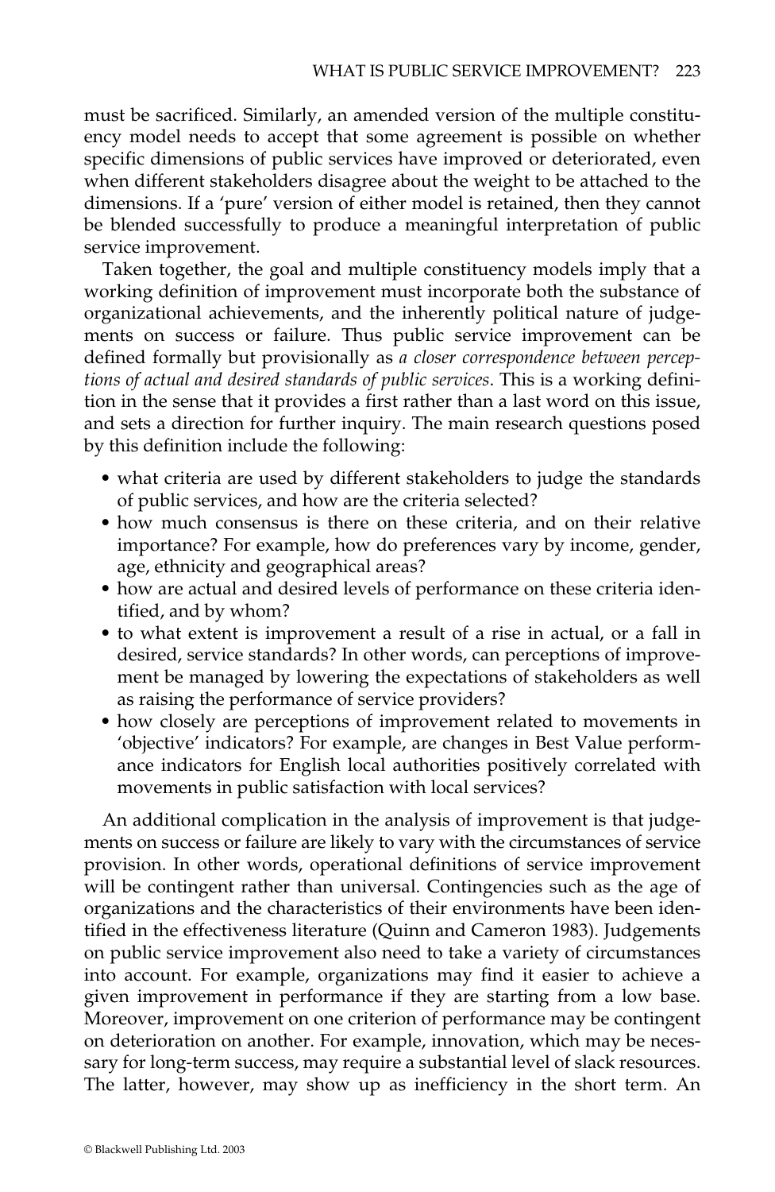must be sacrificed. Similarly, an amended version of the multiple constituency model needs to accept that some agreement is possible on whether specific dimensions of public services have improved or deteriorated, even when different stakeholders disagree about the weight to be attached to the dimensions. If a 'pure' version of either model is retained, then they cannot be blended successfully to produce a meaningful interpretation of public service improvement.

Taken together, the goal and multiple constituency models imply that a working definition of improvement must incorporate both the substance of organizational achievements, and the inherently political nature of judgements on success or failure. Thus public service improvement can be defined formally but provisionally as *a closer correspondence between perceptions of actual and desired standards of public services*. This is a working definition in the sense that it provides a first rather than a last word on this issue, and sets a direction for further inquiry. The main research questions posed by this definition include the following:

- what criteria are used by different stakeholders to judge the standards of public services, and how are the criteria selected?
- how much consensus is there on these criteria, and on their relative importance? For example, how do preferences vary by income, gender, age, ethnicity and geographical areas?
- how are actual and desired levels of performance on these criteria identified, and by whom?
- to what extent is improvement a result of a rise in actual, or a fall in desired, service standards? In other words, can perceptions of improvement be managed by lowering the expectations of stakeholders as well as raising the performance of service providers?
- how closely are perceptions of improvement related to movements in 'objective' indicators? For example, are changes in Best Value performance indicators for English local authorities positively correlated with movements in public satisfaction with local services?

An additional complication in the analysis of improvement is that judgements on success or failure are likely to vary with the circumstances of service provision. In other words, operational definitions of service improvement will be contingent rather than universal. Contingencies such as the age of organizations and the characteristics of their environments have been identified in the effectiveness literature (Quinn and Cameron 1983). Judgements on public service improvement also need to take a variety of circumstances into account. For example, organizations may find it easier to achieve a given improvement in performance if they are starting from a low base. Moreover, improvement on one criterion of performance may be contingent on deterioration on another. For example, innovation, which may be necessary for long-term success, may require a substantial level of slack resources. The latter, however, may show up as inefficiency in the short term. An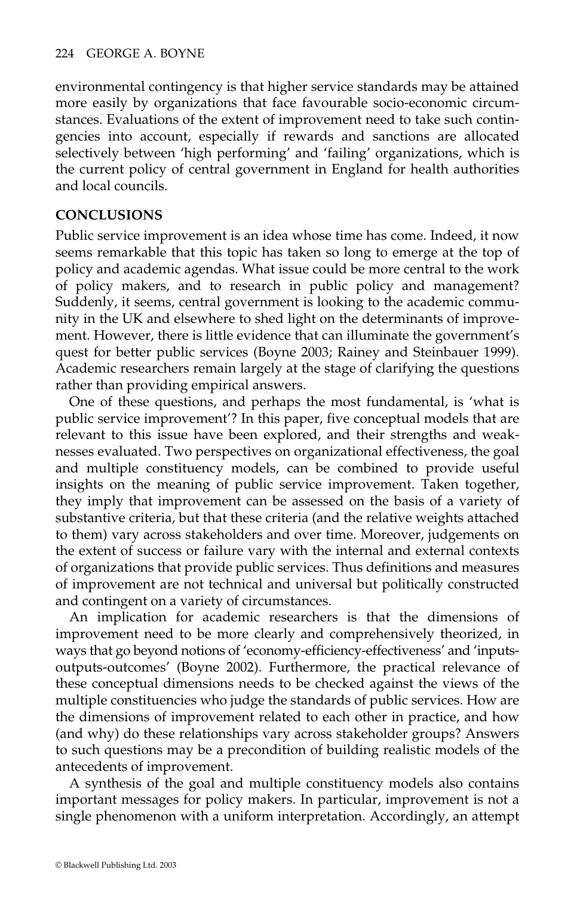environmental contingency is that higher service standards may be attained more easily by organizations that face favourable socio-economic circumstances. Evaluations of the extent of improvement need to take such contingencies into account, especially if rewards and sanctions are allocated selectively between 'high performing' and 'failing' organizations, which is the current policy of central government in England for health authorities and local councils.

## CONCLUSIONS

Public service improvement is an idea whose time has come. Indeed, it now seems remarkable that this topic has taken so long to emerge at the top of policy and academic agendas. What issue could be more central to the work of policy makers, and to research in public policy and management? Suddenly, it seems, central government is looking to the academic community in the UK and elsewhere to shed light on the determinants of improvement. However, there is little evidence that can illuminate the government's quest for better public services (Boyne 2003; Rainey and Steinbauer 1999). Academic researchers remain largely at the stage of clarifying the questions rather than providing empirical answers.

One of these questions, and perhaps the most fundamental, is 'what is public service improvement'? In this paper, five conceptual models that are relevant to this issue have been explored, and their strengths and weaknesses evaluated. Two perspectives on organizational effectiveness, the goal and multiple constituency models, can be combined to provide useful insights on the meaning of public service improvement. Taken together, they imply that improvement can be assessed on the basis of a variety of substantive criteria, but that these criteria (and the relative weights attached to them) vary across stakeholders and over time. Moreover, judgements on the extent of success or failure vary with the internal and external contexts of organizations that provide public services. Thus definitions and measures of improvement are not technical and universal but politically constructed and contingent on a variety of circumstances.

An implication for academic researchers is that the dimensions of improvement need to be more clearly and comprehensively theorized, in ways that go beyond notions of 'economy-efficiency-effectiveness' and 'inputs-outputs-outcomes' (Boyne 2002). Furthermore, the practical relevance of these conceptual dimensions needs to be checked against the views of the multiple constituencies who judge the standards of public services. How are the dimensions of improvement related to each other in practice, and how (and why) do these relationships vary across stakeholder groups? Answers to such questions may be a precondition of building realistic models of the antecedents of improvement.

A synthesis of the goal and multiple constituency models also contains important messages for policy makers. In particular, improvement is not a single phenomenon with a uniform interpretation. Accordingly, an attempt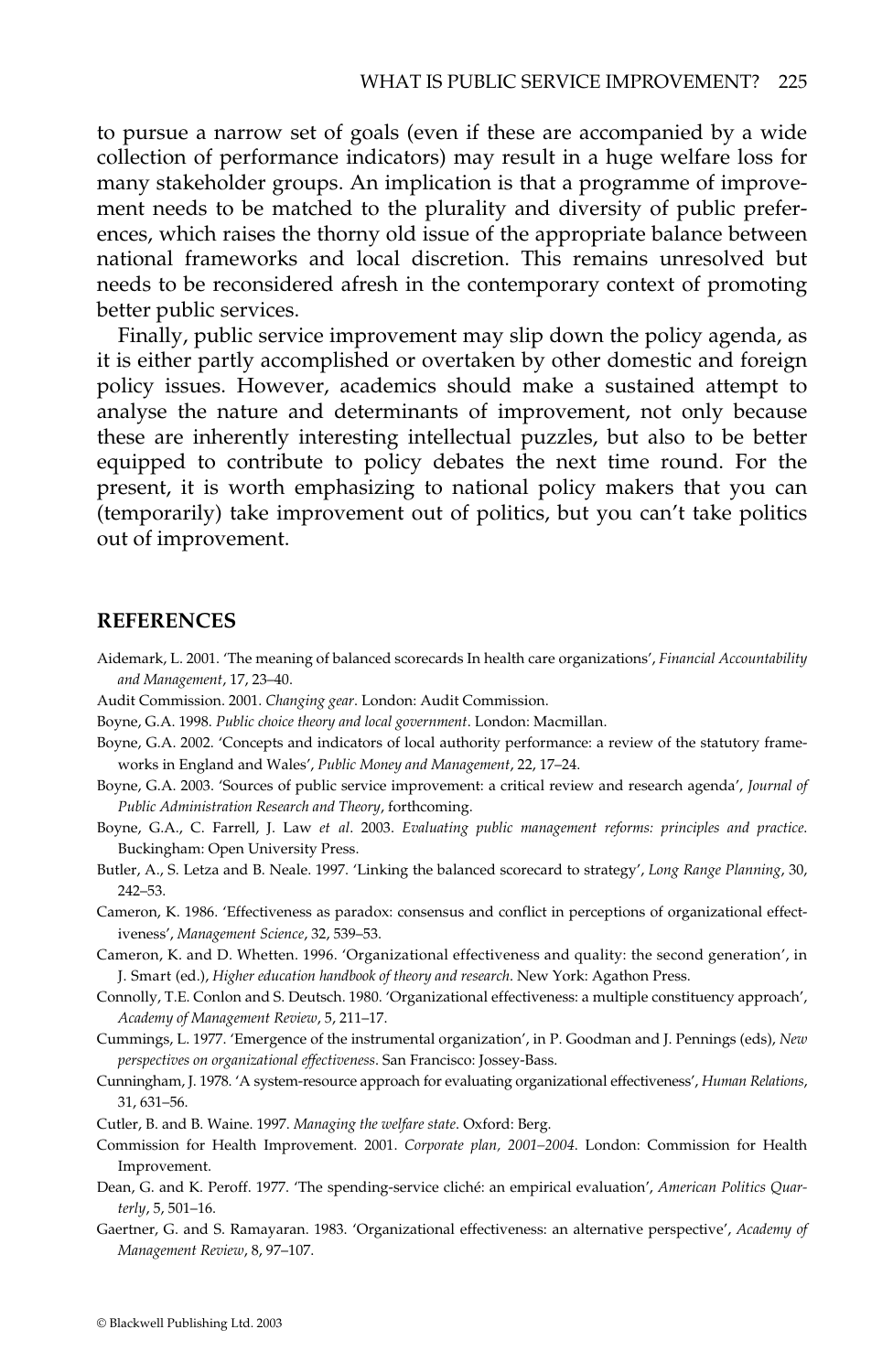to pursue a narrow set of goals (even if these are accompanied by a wide collection of performance indicators) may result in a huge welfare loss for many stakeholder groups. An implication is that a programme of improvement needs to be matched to the plurality and diversity of public preferences, which raises the thorny old issue of the appropriate balance between national frameworks and local discretion. This remains unresolved but needs to be reconsidered afresh in the contemporary context of promoting better public services.

Finally, public service improvement may slip down the policy agenda, as it is either partly accomplished or overtaken by other domestic and foreign policy issues. However, academics should make a sustained attempt to analyse the nature and determinants of improvement, not only because these are inherently interesting intellectual puzzles, but also to be better equipped to contribute to policy debates the next time round. For the present, it is worth emphasizing to national policy makers that you can (temporarily) take improvement out of politics, but you can't take politics out of improvement.

## REFERENCES

Aidemark, L. 2001. 'The meaning of balanced scorecards In health care organizations', *Financial Accountability and Management*, 17, 23–40.

Audit Commission. 2001. *Changing gear*. London: Audit Commission.

Boyne, G.A. 1998. *Public choice theory and local government*. London: Macmillan.

Boyne, G.A. 2002. 'Concepts and indicators of local authority performance: a review of the statutory frameworks in England and Wales', *Public Money and Management*, 22, 17–24.

Boyne, G.A. 2003. 'Sources of public service improvement: a critical review and research agenda', *Journal of Public Administration Research and Theory*, forthcoming.

Boyne, G.A., C. Farrell, J. Law *et al*. 2003. *Evaluating public management reforms: principles and practice*. Buckingham: Open University Press.

Butler, A., S. Letza and B. Neale. 1997. 'Linking the balanced scorecard to strategy', *Long Range Planning*, 30, 242–53.

Cameron, K. 1986. 'Effectiveness as paradox: consensus and conflict in perceptions of organizational effectiveness', *Management Science*, 32, 539–53.

Cameron, K. and D. Whetten. 1996. 'Organizational effectiveness and quality: the second generation', in J. Smart (ed.), *Higher education handbook of theory and research*. New York: Agathon Press.

Connolly, T.E. Conlon and S. Deutsch. 1980. 'Organizational effectiveness: a multiple constituency approach', *Academy of Management Review*, 5, 211–17.

Cummings, L. 1977. 'Emergence of the instrumental organization', in P. Goodman and J. Pennings (eds), *New perspectives on organizational effectiveness*. San Francisco: Jossey-Bass.

Cunningham, J. 1978. 'A system-resource approach for evaluating organizational effectiveness', *Human Relations*, 31, 631–56.

Cutler, B. and B. Waine. 1997. *Managing the welfare state*. Oxford: Berg.

Commission for Health Improvement. 2001. *Corporate plan, 2001–2004*. London: Commission for Health Improvement.

Dean, G. and K. Peroff. 1977. 'The spending-service cliché: an empirical evaluation', *American Politics Quarterly*, 5, 501–16.

Gaertner, G. and S. Ramayaran. 1983. 'Organizational effectiveness: an alternative perspective', *Academy of Management Review*, 8, 97–107.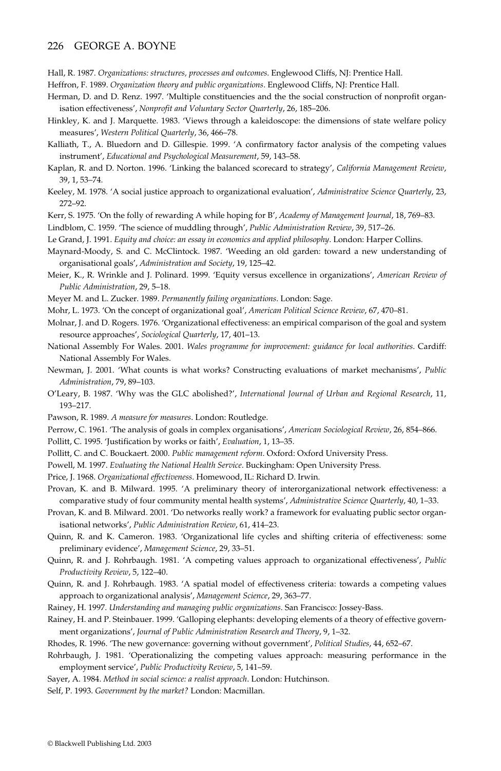Hall, R. 1987. *Organizations: structures, processes and outcomes*. Englewood Cliffs, NJ: Prentice Hall.

Heffron, F. 1989. *Organization theory and public organizations*. Englewood Cliffs, NJ: Prentice Hall.

Herman, D. and D. Renz. 1997. 'Multiple constituencies and the the social construction of nonprofit organisation effectiveness', *Nonprofit and Voluntary Sector Quarterly*, 26, 185–206.

Hinkley, K. and J. Marquette. 1983. 'Views through a kaleidoscope: the dimensions of state welfare policy measures', *Western Political Quarterly*, 36, 466–78.

Kalliath, T., A. Bluedorn and D. Gillespie. 1999. 'A confirmatory factor analysis of the competing values instrument', *Educational and Psychological Measurement*, 59, 143–58.

Kaplan, R. and D. Norton. 1996. 'Linking the balanced scorecard to strategy', *California Management Review*, 39, 1, 53–74.

Keeley, M. 1978. 'A social justice approach to organizational evaluation', *Administrative Science Quarterly*, 23, 272–92.

Kerr, S. 1975. 'On the folly of rewarding A while hoping for B', *Academy of Management Journal*, 18, 769–83.

Lindblom, C. 1959. 'The science of muddling through', *Public Administration Review*, 39, 517–26.

Le Grand, J. 1991. *Equity and choice: an essay in economics and applied philosophy*. London: Harper Collins.

Maynard-Moody, S. and C. McClintock. 1987. 'Weeding an old garden: toward a new understanding of organisational goals', *Administration and Society*, 19, 125–42.

Meier, K., R. Wrinkle and J. Polinard. 1999. 'Equity versus excellence in organizations', *American Review of Public Administration*, 29, 5–18.

Meyer M. and L. Zucker. 1989. *Permanently failing organizations*. London: Sage.

Mohr, L. 1973. 'On the concept of organizational goal', *American Political Science Review*, 67, 470–81.

Molnar, J. and D. Rogers. 1976. 'Organizational effectiveness: an empirical comparison of the goal and system resource approaches', *Sociological Quarterly*, 17, 401–13.

National Assembly For Wales. 2001. *Wales programme for improvement: guidance for local authorities*. Cardiff: National Assembly For Wales.

Newman, J. 2001. 'What counts is what works? Constructing evaluations of market mechanisms', *Public Administration*, 79, 89–103.

O'Leary, B. 1987. 'Why was the GLC abolished?', *International Journal of Urban and Regional Research*, 11, 193–217.

Pawson, R. 1989. *A measure for measures*. London: Routledge.

Perrow, C. 1961. 'The analysis of goals in complex organisations', *American Sociological Review*, 26, 854–866.

Pollitt, C. 1995. 'Justification by works or faith', *Evaluation*, 1, 13–35.

Pollitt, C. and C. Bouckaert. 2000. *Public management reform*. Oxford: Oxford University Press.

Powell, M. 1997. *Evaluating the National Health Service*. Buckingham: Open University Press.

Price, J. 1968. *Organizational effectiveness*. Homewood, IL: Richard D. Irwin.

Provan, K. and B. Milward. 1995. 'A preliminary theory of interorganizational network effectiveness: a comparative study of four community mental health systems', *Administrative Science Quarterly*, 40, 1–33.

Provan, K. and B. Milward. 2001. 'Do networks really work? a framework for evaluating public sector organisational networks', *Public Administration Review*, 61, 414–23.

Quinn, R. and K. Cameron. 1983. 'Organizational life cycles and shifting criteria of effectiveness: some preliminary evidence', *Management Science*, 29, 33–51.

Quinn, R. and J. Rohrbaugh. 1981. 'A competing values approach to organizational effectiveness', *Public Productivity Review*, 5, 122–40.

Quinn, R. and J. Rohrbaugh. 1983. 'A spatial model of effectiveness criteria: towards a competing values approach to organizational analysis', *Management Science*, 29, 363–77.

Rainey, H. 1997. *Understanding and managing public organizations*. San Francisco: Jossey-Bass.

Rainey, H. and P. Steinbauer. 1999. 'Galloping elephants: developing elements of a theory of effective government organizations', *Journal of Public Administration Research and Theory*, 9, 1–32.

Rhodes, R. 1996. 'The new governance: governing without government', *Political Studies*, 44, 652–67.

Rohrbaugh, J. 1981. 'Operationalizing the competing values approach: measuring performance in the employment service', *Public Productivity Review*, 5, 141–59.

Sayer, A. 1984. *Method in social science: a realist approach*. London: Hutchinson.

Self, P. 1993. *Government by the market?* London: Macmillan.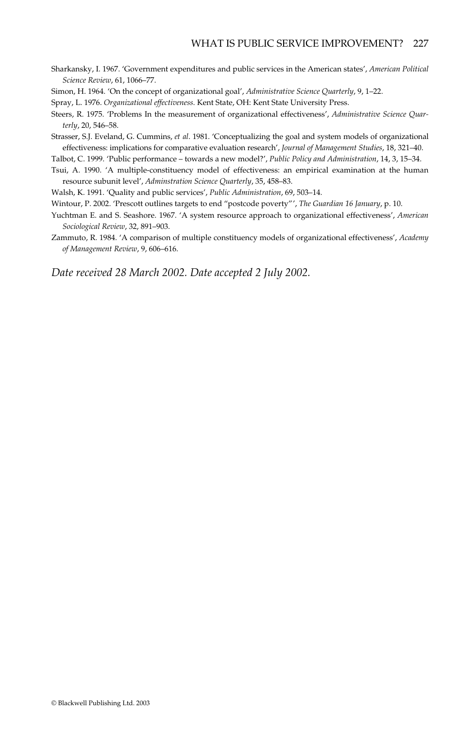Sharkansky, I. 1967. 'Government expenditures and public services in the American states', *American Political Science Review*, 61, 1066–77.

Simon, H. 1964. 'On the concept of organizational goal', *Administrative Science Quarterly*, 9, 1–22.

Spray, L. 1976. *Organizational effectiveness.* Kent State, OH: Kent State University Press.

Steers, R. 1975. 'Problems In the measurement of organizational effectiveness', *Administrative Science Quarterly*, 20, 546–58.

Strasser, S.J. Eveland, G. Cummins, *et al*. 1981. 'Conceptualizing the goal and system models of organizational effectiveness: implications for comparative evaluation research', *Journal of Management Studies*, 18, 321–40.

Talbot, C. 1999. 'Public performance – towards a new model?', *Public Policy and Administration*, 14, 3, 15–34.

Tsui, A. 1990. 'A multiple-constituency model of effectiveness: an empirical examination at the human resource subunit level', *Adminstration Science Quarterly*, 35, 458–83.

Walsh, K. 1991. 'Quality and public services', *Public Administration*, 69, 503–14.

Wintour, P. 2002. 'Prescott outlines targets to end "postcode poverty"', *The Guardian 16 January*, p. 10.

Yuchtman E. and S. Seashore. 1967. 'A system resource approach to organizational effectiveness', *American Sociological Review*, 32, 891–903.

Zammuto, R. 1984. 'A comparison of multiple constituency models of organizational effectiveness', *Academy of Management Review*, 9, 606–616.

*Date received 28 March 2002. Date accepted 2 July 2002.*

© Blackwell Publishing Ltd. 2003